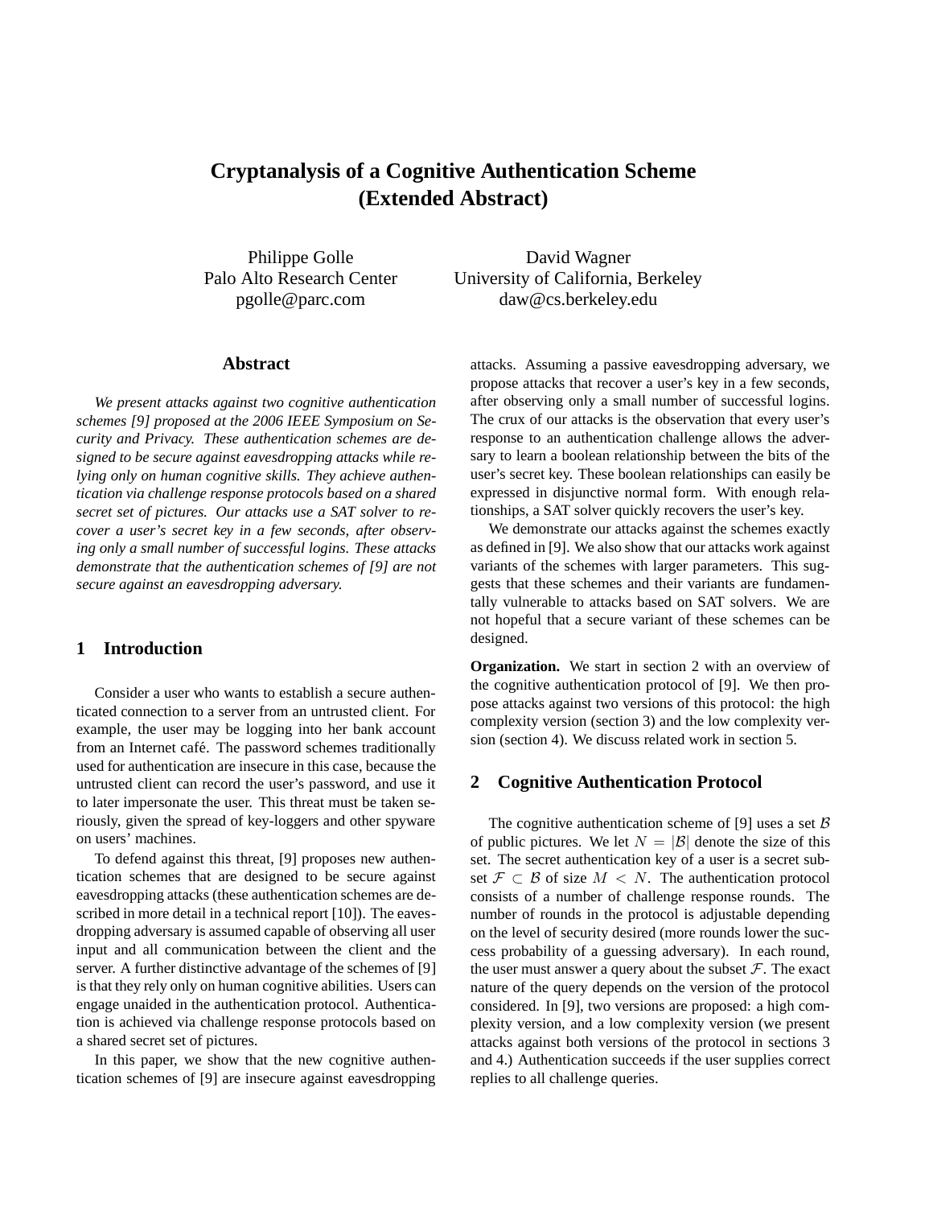# Cryptanalysis of a Cognitive Authentication Scheme (Extended Abstract)

Philippe Golle
Palo Alto Research Center
pgolle@parc.com

David Wagner
University of California, Berkeley
daw@cs.berkeley.edu

## Abstract

*We present attacks against two cognitive authentication schemes [9] proposed at the 2006 IEEE Symposium on Security and Privacy. These authentication schemes are designed to be secure against eavesdropping attacks while relying only on human cognitive skills. They achieve authentication via challenge response protocols based on a shared secret set of pictures. Our attacks use a SAT solver to recover a user's secret key in a few seconds, after observing only a small number of successful logins. These attacks demonstrate that the authentication schemes of [9] are not secure against an eavesdropping adversary.*

## 1 Introduction

Consider a user who wants to establish a secure authenticated connection to a server from an untrusted client. For example, the user may be logging into her bank account from an Internet café. The password schemes traditionally used for authentication are insecure in this case, because the untrusted client can record the user's password, and use it to later impersonate the user. This threat must be taken seriously, given the spread of key-loggers and other spyware on users' machines.

To defend against this threat, [9] proposes new authentication schemes that are designed to be secure against eavesdropping attacks (these authentication schemes are described in more detail in a technical report [10]). The eavesdropping adversary is assumed capable of observing all user input and all communication between the client and the server. A further distinctive advantage of the schemes of [9] is that they rely only on human cognitive abilities. Users can engage unaided in the authentication protocol. Authentication is achieved via challenge response protocols based on a shared secret set of pictures.

In this paper, we show that the new cognitive authentication schemes of [9] are insecure against eavesdropping attacks. Assuming a passive eavesdropping adversary, we propose attacks that recover a user's key in a few seconds, after observing only a small number of successful logins. The crux of our attacks is the observation that every user's response to an authentication challenge allows the adversary to learn a boolean relationship between the bits of the user's secret key. These boolean relationships can easily be expressed in disjunctive normal form. With enough relationships, a SAT solver quickly recovers the user's key.

We demonstrate our attacks against the schemes exactly as defined in [9]. We also show that our attacks work against variants of the schemes with larger parameters. This suggests that these schemes and their variants are fundamentally vulnerable to attacks based on SAT solvers. We are not hopeful that a secure variant of these schemes can be designed.

**Organization.** We start in section 2 with an overview of the cognitive authentication protocol of [9]. We then propose attacks against two versions of this protocol: the high complexity version (section 3) and the low complexity version (section 4). We discuss related work in section 5.

## 2 Cognitive Authentication Protocol

The cognitive authentication scheme of [9] uses a set $\mathcal{B}$ of public pictures. We let $N = |\mathcal{B}|$ denote the size of this set. The secret authentication key of a user is a secret subset $\mathcal{F} \subset \mathcal{B}$ of size $M < N$. The authentication protocol consists of a number of challenge response rounds. The number of rounds in the protocol is adjustable depending on the level of security desired (more rounds lower the success probability of a guessing adversary). In each round, the user must answer a query about the subset $\mathcal{F}$. The exact nature of the query depends on the version of the protocol considered. In [9], two versions are proposed: a high complexity version, and a low complexity version (we present attacks against both versions of the protocol in sections 3 and 4.) Authentication succeeds if the user supplies correct replies to all challenge queries.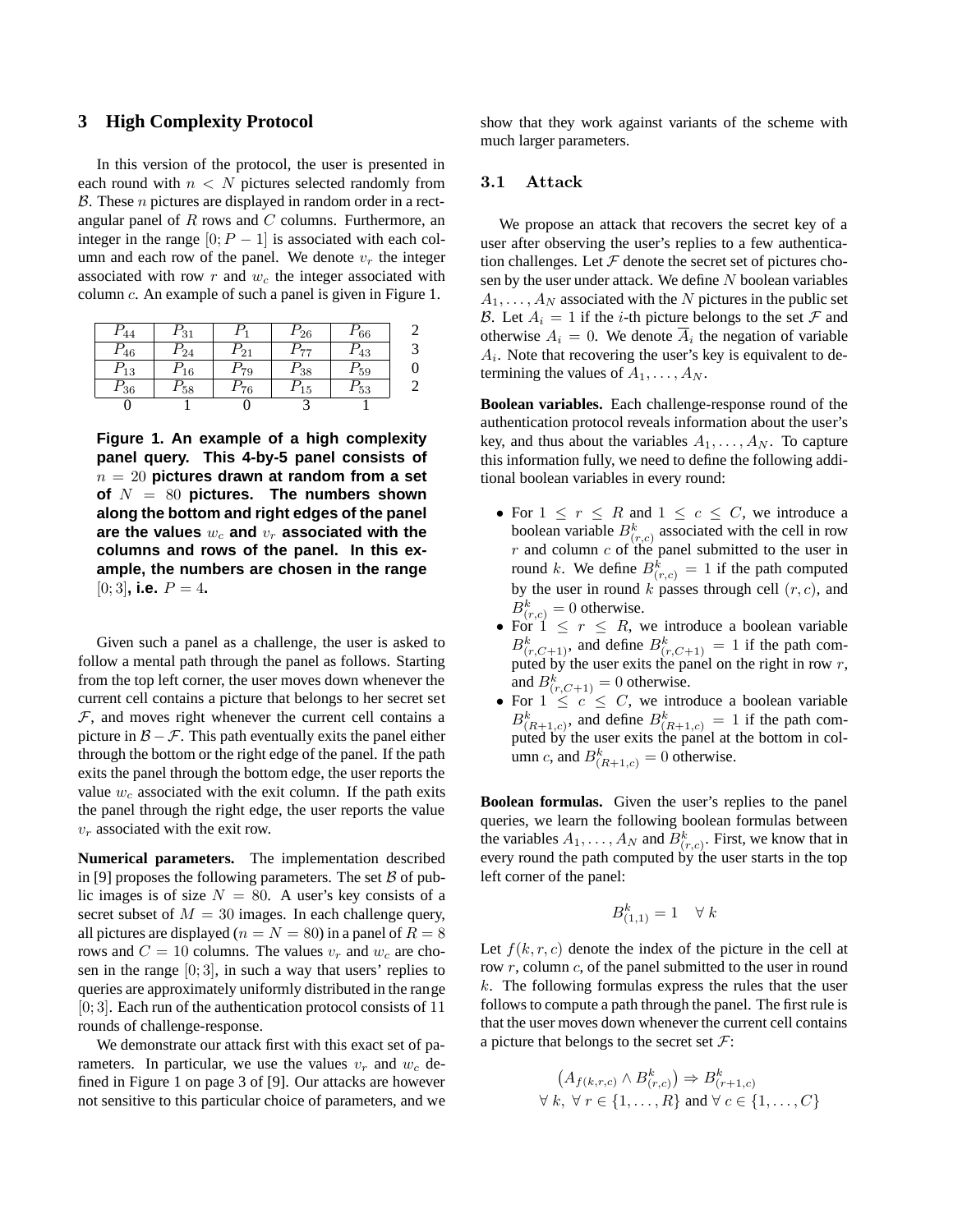## 3 High Complexity Protocol

In this version of the protocol, the user is presented in each round with $n < N$ pictures selected randomly from $\mathcal{B}$. These $n$ pictures are displayed in random order in a rectangular panel of $R$ rows and $C$ columns. Furthermore, an integer in the range $[0; P-1]$ is associated with each column and each row of the panel. We denote $v_r$ the integer associated with row $r$ and $w_c$ the integer associated with column $c$. An example of such a panel is given in Figure 1.

| | | | | | |
|---|---|---|---|---|---|
| $P_{44}$ | $P_{31}$ | $P_1$ | $P_{26}$ | $P_{66}$ | 2 |
| $P_{46}$ | $P_{24}$ | $P_{21}$ | $P_{77}$ | $P_{43}$ | 3 |
| $P_{13}$ | $P_{16}$ | $P_{79}$ | $P_{38}$ | $P_{59}$ | 0 |
| $P_{36}$ | $P_{58}$ | $P_{76}$ | $P_{15}$ | $P_{53}$ | 2 |
| 0 | 1 | 0 | 3 | 1 | |

**Figure 1. An example of a high complexity panel query. This 4-by-5 panel consists of $n = 20$ pictures drawn at random from a set of $N = 80$ pictures. The numbers shown along the bottom and right edges of the panel are the values $w_c$ and $v_r$ associated with the columns and rows of the panel. In this example, the numbers are chosen in the range $[0; 3]$, i.e. $P = 4$.**

Given such a panel as a challenge, the user is asked to follow a mental path through the panel as follows. Starting from the top left corner, the user moves down whenever the current cell contains a picture that belongs to her secret set $\mathcal{F}$, and moves right whenever the current cell contains a picture in $\mathcal{B} - \mathcal{F}$. This path eventually exits the panel either through the bottom or the right edge of the panel. If the path exits the panel through the bottom edge, the user reports the value $w_c$ associated with the exit column. If the path exits the panel through the right edge, the user reports the value $v_r$ associated with the exit row.

**Numerical parameters.** The implementation described in [9] proposes the following parameters. The set $\mathcal{B}$ of public images is of size $N = 80$. A user's key consists of a secret subset of $M = 30$ images. In each challenge query, all pictures are displayed ($n = N = 80$) in a panel of $R = 8$ rows and $C = 10$ columns. The values $v_r$ and $w_c$ are chosen in the range $[0; 3]$, in such a way that users' replies to queries are approximately uniformly distributed in the range $[0; 3]$. Each run of the authentication protocol consists of 11 rounds of challenge-response.

We demonstrate our attack first with this exact set of parameters. In particular, we use the values $v_r$ and $w_c$ defined in Figure 1 on page 3 of [9]. Our attacks are however not sensitive to this particular choice of parameters, and we show that they work against variants of the scheme with much larger parameters.

### 3.1 Attack

We propose an attack that recovers the secret key of a user after observing the user's replies to a few authentication challenges. Let $\mathcal{F}$ denote the secret set of pictures chosen by the user under attack. We define $N$ boolean variables $A_1, \ldots, A_N$ associated with the $N$ pictures in the public set $\mathcal{B}$. Let $A_i = 1$ if the $i$-th picture belongs to the set $\mathcal{F}$ and otherwise $A_i = 0$. We denote $\overline{A}_i$ the negation of variable $A_i$. Note that recovering the user's key is equivalent to determining the values of $A_1, \ldots, A_N$.

**Boolean variables.** Each challenge-response round of the authentication protocol reveals information about the user's key, and thus about the variables $A_1, \ldots, A_N$. To capture this information fully, we need to define the following additional boolean variables in every round:

- For $1 \leq r \leq R$ and $1 \leq c \leq C$, we introduce a boolean variable $B^k_{(r,c)}$ associated with the cell in row $r$ and column $c$ of the panel submitted to the user in round $k$. We define $B^k_{(r,c)} = 1$ if the path computed by the user in round $k$ passes through cell $(r, c)$, and $B^k_{(r,c)} = 0$ otherwise.
- For $1 \leq r \leq R$, we introduce a boolean variable $B^k_{(r,C+1)}$, and define $B^k_{(r,C+1)} = 1$ if the path computed by the user exits the panel on the right in row $r$, and $B^k_{(r,C+1)} = 0$ otherwise.
- For $1 \leq c \leq C$, we introduce a boolean variable $B^k_{(R+1,c)}$, and define $B^k_{(R+1,c)} = 1$ if the path computed by the user exits the panel at the bottom in column $c$, and $B^k_{(R+1,c)} = 0$ otherwise.

**Boolean formulas.** Given the user's replies to the panel queries, we learn the following boolean formulas between the variables $A_1, \ldots, A_N$ and $B^k_{(r,c)}$. First, we know that in every round the path computed by the user starts in the top left corner of the panel:

$$B^k_{(1,1)} = 1 \quad \forall\, k$$

Let $f(k, r, c)$ denote the index of the picture in the cell at row $r$, column $c$, of the panel submitted to the user in round $k$. The following formulas express the rules that the user follows to compute a path through the panel. The first rule is that the user moves down whenever the current cell contains a picture that belongs to the secret set $\mathcal{F}$:

$$\left(A_{f(k,r,c)} \wedge B^k_{(r,c)}\right) \Rightarrow B^k_{(r+1,c)}$$
$$\forall\, k,\ \forall\, r \in \{1, \ldots, R\} \text{ and } \forall\, c \in \{1, \ldots, C\}$$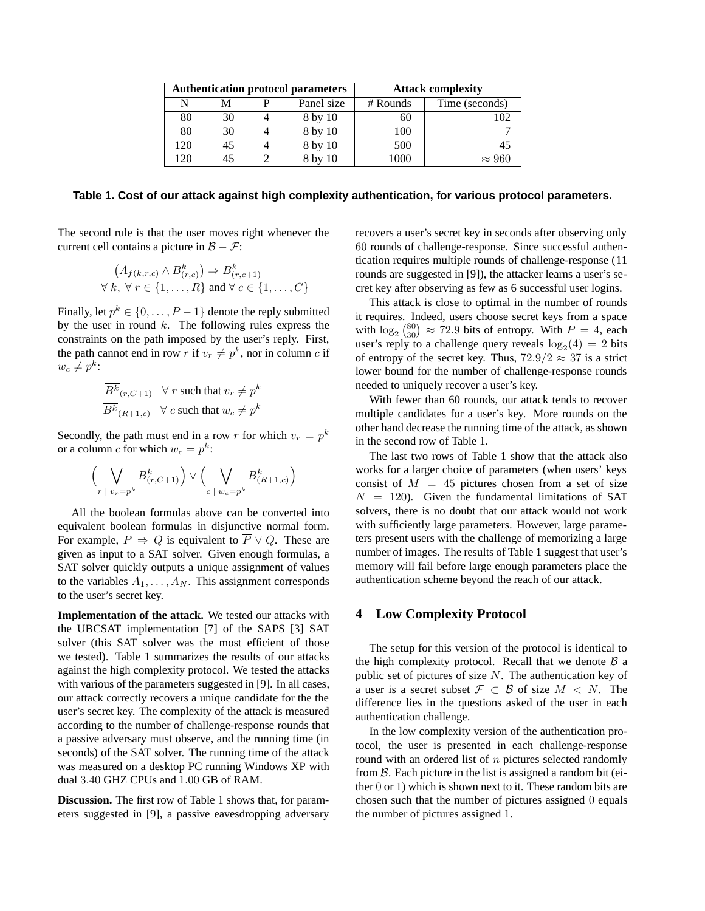| Authentication protocol parameters | | | | Attack complexity | |
|---|---|---|---|---|---|
| N | M | P | Panel size | # Rounds | Time (seconds) |
| 80 | 30 | 4 | 8 by 10 | 60 | 102 |
| 80 | 30 | 4 | 8 by 10 | 100 | 7 |
| 120 | 45 | 4 | 8 by 10 | 500 | 45 |
| 120 | 45 | 2 | 8 by 10 | 1000 | $\approx 960$ |

**Table 1. Cost of our attack against high complexity authentication, for various protocol parameters.**

The second rule is that the user moves right whenever the current cell contains a picture in $\mathcal{B} - \mathcal{F}$:

$$\left(\overline{A}_{f(k,r,c)} \wedge B^k_{(r,c)}\right) \Rightarrow B^k_{(r,c+1)}$$
$$\forall\, k,\ \forall\, r \in \{1,\ldots,R\} \text{ and } \forall\, c \in \{1,\ldots,C\}$$

Finally, let $p^k \in \{0,\ldots,P-1\}$ denote the reply submitted by the user in round $k$. The following rules express the constraints on the path imposed by the user's reply. First, the path cannot end in row $r$ if $v_r \neq p^k$, nor in column $c$ if $w_c \neq p^k$:

$$\overline{B^k}_{(r,C+1)} \quad \forall\, r \text{ such that } v_r \neq p^k$$
$$\overline{B^k}_{(R+1,c)} \quad \forall\, c \text{ such that } w_c \neq p^k$$

Secondly, the path must end in a row $r$ for which $v_r = p^k$ or a column $c$ for which $w_c = p^k$:

$$\Big(\bigvee_{r \,|\, v_r = p^k} B^k_{(r,C+1)}\Big) \vee \Big(\bigvee_{c \,|\, w_c = p^k} B^k_{(R+1,c)}\Big)$$

All the boolean formulas above can be converted into equivalent boolean formulas in disjunctive normal form. For example, $P \Rightarrow Q$ is equivalent to $\overline{P} \vee Q$. These are given as input to a SAT solver. Given enough formulas, a SAT solver quickly outputs a unique assignment of values to the variables $A_1,\ldots,A_N$. This assignment corresponds to the user's secret key.

**Implementation of the attack.** We tested our attacks with the UBCSAT implementation [7] of the SAPS [3] SAT solver (this SAT solver was the most efficient of those we tested). Table 1 summarizes the results of our attacks against the high complexity protocol. We tested the attacks with various of the parameters suggested in [9]. In all cases, our attack correctly recovers a unique candidate for the the user's secret key. The complexity of the attack is measured according to the number of challenge-response rounds that a passive adversary must observe, and the running time (in seconds) of the SAT solver. The running time of the attack was measured on a desktop PC running Windows XP with dual $3.40$ GHZ CPUs and $1.00$ GB of RAM.

**Discussion.** The first row of Table 1 shows that, for parameters suggested in [9], a passive eavesdropping adversary recovers a user's secret key in seconds after observing only $60$ rounds of challenge-response. Since successful authentication requires multiple rounds of challenge-response (11 rounds are suggested in [9]), the attacker learns a user's secret key after observing as few as 6 successful user logins.

This attack is close to optimal in the number of rounds it requires. Indeed, users choose secret keys from a space with $\log_2 \binom{80}{30} \approx 72.9$ bits of entropy. With $P = 4$, each user's reply to a challenge query reveals $\log_2(4) = 2$ bits of entropy of the secret key. Thus, $72.9/2 \approx 37$ is a strict lower bound for the number of challenge-response rounds needed to uniquely recover a user's key.

With fewer than 60 rounds, our attack tends to recover multiple candidates for a user's key. More rounds on the other hand decrease the running time of the attack, as shown in the second row of Table 1.

The last two rows of Table 1 show that the attack also works for a larger choice of parameters (when users' keys consist of $M = 45$ pictures chosen from a set of size $N = 120$). Given the fundamental limitations of SAT solvers, there is no doubt that our attack would not work with sufficiently large parameters. However, large parameters present users with the challenge of memorizing a large number of images. The results of Table 1 suggest that user's memory will fail before large enough parameters place the authentication scheme beyond the reach of our attack.

## 4 Low Complexity Protocol

The setup for this version of the protocol is identical to the high complexity protocol. Recall that we denote $\mathcal{B}$ a public set of pictures of size $N$. The authentication key of a user is a secret subset $\mathcal{F} \subset \mathcal{B}$ of size $M < N$. The difference lies in the questions asked of the user in each authentication challenge.

In the low complexity version of the authentication protocol, the user is presented in each challenge-response round with an ordered list of $n$ pictures selected randomly from $\mathcal{B}$. Each picture in the list is assigned a random bit (either $0$ or $1$) which is shown next to it. These random bits are chosen such that the number of pictures assigned $0$ equals the number of pictures assigned $1$.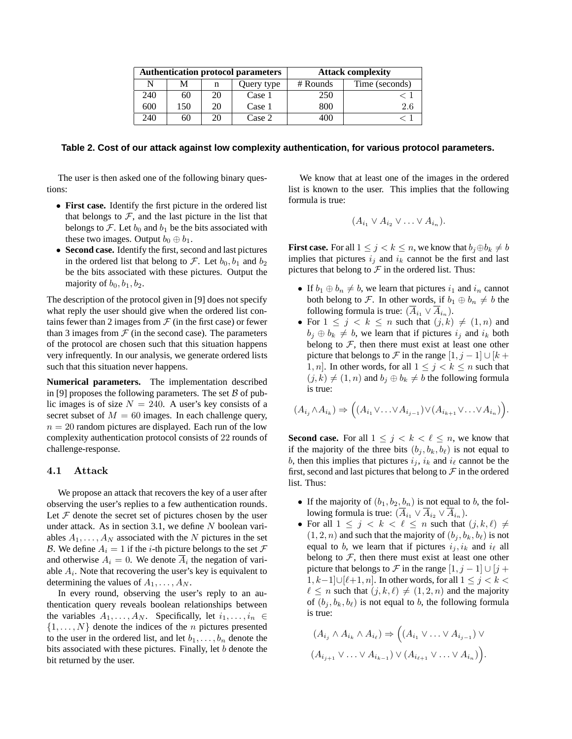| Authentication protocol parameters | | | | Attack complexity | |
|---|---|---|---|---|---|
| N | M | n | Query type | # Rounds | Time (seconds) |
| 240 | 60 | 20 | Case 1 | 250 | $< 1$ |
| 600 | 150 | 20 | Case 1 | 800 | 2.6 |
| 240 | 60 | 20 | Case 2 | 400 | $< 1$ |

**Table 2. Cost of our attack against low complexity authentication, for various protocol parameters.**

The user is then asked one of the following binary questions:

- **First case.** Identify the first picture in the ordered list that belongs to $\mathcal{F}$, and the last picture in the list that belongs to $\mathcal{F}$. Let $b_0$ and $b_1$ be the bits associated with these two images. Output $b_0 \oplus b_1$.
- **Second case.** Identify the first, second and last pictures in the ordered list that belong to $\mathcal{F}$. Let $b_0, b_1$ and $b_2$ be the bits associated with these pictures. Output the majority of $b_0, b_1, b_2$.

The description of the protocol given in [9] does not specify what reply the user should give when the ordered list contains fewer than 2 images from $\mathcal{F}$ (in the first case) or fewer than 3 images from $\mathcal{F}$ (in the second case). The parameters of the protocol are chosen such that this situation happens very infrequently. In our analysis, we generate ordered lists such that this situation never happens.

**Numerical parameters.** The implementation described in [9] proposes the following parameters. The set $\mathcal{B}$ of public images is of size $N = 240$. A user's key consists of a secret subset of $M = 60$ images. In each challenge query, $n = 20$ random pictures are displayed. Each run of the low complexity authentication protocol consists of 22 rounds of challenge-response.

### 4.1 Attack

We propose an attack that recovers the key of a user after observing the user's replies to a few authentication rounds. Let $\mathcal{F}$ denote the secret set of pictures chosen by the user under attack. As in section 3.1, we define $N$ boolean variables $A_1, \ldots, A_N$ associated with the $N$ pictures in the set $\mathcal{B}$. We define $A_i = 1$ if the $i$-th picture belongs to the set $\mathcal{F}$ and otherwise $A_i = 0$. We denote $\overline{A}_i$ the negation of variable $A_i$. Note that recovering the user's key is equivalent to determining the values of $A_1, \ldots, A_N$.

In every round, observing the user's reply to an authentication query reveals boolean relationships between the variables $A_1, \ldots, A_N$. Specifically, let $i_1, \ldots, i_n \in \{1, \ldots, N\}$ denote the indices of the $n$ pictures presented to the user in the ordered list, and let $b_1, \ldots, b_n$ denote the bits associated with these pictures. Finally, let $b$ denote the bit returned by the user.

We know that at least one of the images in the ordered list is known to the user. This implies that the following formula is true:

$$(A_{i_1} \vee A_{i_2} \vee \ldots \vee A_{i_n}).$$

**First case.** For all $1 \leq j < k \leq n$, we know that $b_j \oplus b_k \neq b$ implies that pictures $i_j$ and $i_k$ cannot be the first and last pictures that belong to $\mathcal{F}$ in the ordered list. Thus:

- If $b_1 \oplus b_n \neq b$, we learn that pictures $i_1$ and $i_n$ cannot both belong to $\mathcal{F}$. In other words, if $b_1 \oplus b_n \neq b$ the following formula is true: $(\overline{A}_{i_1} \vee \overline{A}_{i_n})$.
- For $1 \leq j < k \leq n$ such that $(j,k) \neq (1,n)$ and $b_j \oplus b_k \neq b$, we learn that if pictures $i_j$ and $i_k$ both belong to $\mathcal{F}$, then there must exist at least one other picture that belongs to $\mathcal{F}$ in the range $[1, j-1] \cup [k+1, n]$. In other words, for all $1 \leq j < k \leq n$ such that $(j,k) \neq (1,n)$ and $b_j \oplus b_k \neq b$ the following formula is true:

$$(A_{i_j} \wedge A_{i_k}) \Rightarrow \Big( (A_{i_1} \vee \ldots \vee A_{i_{j-1}}) \vee (A_{i_{k+1}} \vee \ldots \vee A_{i_n}) \Big).$$

**Second case.** For all $1 \leq j < k < \ell \leq n$, we know that if the majority of the three bits $(b_j, b_k, b_\ell)$ is not equal to $b$, then this implies that pictures $i_j$, $i_k$ and $i_\ell$ cannot be the first, second and last pictures that belong to $\mathcal{F}$ in the ordered list. Thus:

- If the majority of $(b_1, b_2, b_n)$ is not equal to $b$, the following formula is true: $(\overline{A}_{i_1} \vee \overline{A}_{i_2} \vee \overline{A}_{i_n})$.
- For all $1 \leq j < k < \ell \leq n$ such that $(j,k,\ell) \neq (1,2,n)$ and such that the majority of $(b_j, b_k, b_\ell)$ is not equal to $b$, we learn that if pictures $i_j, i_k$ and $i_\ell$ all belong to $\mathcal{F}$, then there must exist at least one other picture that belongs to $\mathcal{F}$ in the range $[1, j-1] \cup [j+1, k-1] \cup [\ell+1, n]$. In other words, for all $1 \leq j < k < \ell \leq n$ such that $(j,k,\ell) \neq (1,2,n)$ and the majority of $(b_j, b_k, b_\ell)$ is not equal to $b$, the following formula is true:

$$(A_{i_j} \wedge A_{i_k} \wedge A_{i_\ell}) \Rightarrow \Big( (A_{i_1} \vee \ldots \vee A_{i_{j-1}}) \vee (A_{i_{j+1}} \vee \ldots \vee A_{i_{k-1}}) \vee (A_{i_{\ell+1}} \vee \ldots \vee A_{i_n}) \Big).$$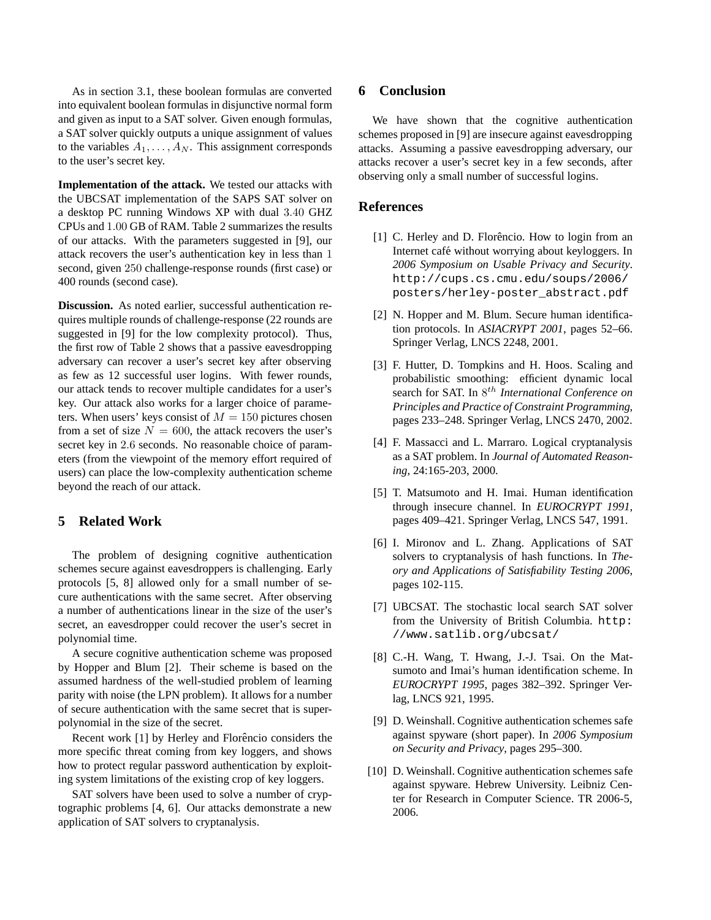As in section 3.1, these boolean formulas are converted into equivalent boolean formulas in disjunctive normal form and given as input to a SAT solver. Given enough formulas, a SAT solver quickly outputs a unique assignment of values to the variables $A_1, \ldots, A_N$. This assignment corresponds to the user's secret key.

**Implementation of the attack.** We tested our attacks with the UBCSAT implementation of the SAPS SAT solver on a desktop PC running Windows XP with dual $3.40$ GHZ CPUs and $1.00$ GB of RAM. Table 2 summarizes the results of our attacks. With the parameters suggested in [9], our attack recovers the user's authentication key in less than $1$ second, given $250$ challenge-response rounds (first case) or 400 rounds (second case).

**Discussion.** As noted earlier, successful authentication requires multiple rounds of challenge-response (22 rounds are suggested in [9] for the low complexity protocol). Thus, the first row of Table 2 shows that a passive eavesdropping adversary can recover a user's secret key after observing as few as 12 successful user logins. With fewer rounds, our attack tends to recover multiple candidates for a user's key. Our attack also works for a larger choice of parameters. When users' keys consist of $M = 150$ pictures chosen from a set of size $N = 600$, the attack recovers the user's secret key in $2.6$ seconds. No reasonable choice of parameters (from the viewpoint of the memory effort required of users) can place the low-complexity authentication scheme beyond the reach of our attack.

## 5 Related Work

The problem of designing cognitive authentication schemes secure against eavesdroppers is challenging. Early protocols [5, 8] allowed only for a small number of secure authentications with the same secret. After observing a number of authentications linear in the size of the user's secret, an eavesdropper could recover the user's secret in polynomial time.

A secure cognitive authentication scheme was proposed by Hopper and Blum [2]. Their scheme is based on the assumed hardness of the well-studied problem of learning parity with noise (the LPN problem). It allows for a number of secure authentication with the same secret that is super-polynomial in the size of the secret.

Recent work [1] by Herley and Florêncio considers the more specific threat coming from key loggers, and shows how to protect regular password authentication by exploiting system limitations of the existing crop of key loggers.

SAT solvers have been used to solve a number of cryptographic problems [4, 6]. Our attacks demonstrate a new application of SAT solvers to cryptanalysis.

## 6 Conclusion

We have shown that the cognitive authentication schemes proposed in [9] are insecure against eavesdropping attacks. Assuming a passive eavesdropping adversary, our attacks recover a user's secret key in a few seconds, after observing only a small number of successful logins.

## References

[1] C. Herley and D. Florêncio. How to login from an Internet café without worrying about keyloggers. In *2006 Symposium on Usable Privacy and Security*. http://cups.cs.cmu.edu/soups/2006/posters/herley-poster_abstract.pdf

[2] N. Hopper and M. Blum. Secure human identification protocols. In *ASIACRYPT 2001*, pages 52–66. Springer Verlag, LNCS 2248, 2001.

[3] F. Hutter, D. Tompkins and H. Hoos. Scaling and probabilistic smoothing: efficient dynamic local search for SAT. In $8^{th}$ *International Conference on Principles and Practice of Constraint Programming*, pages 233–248. Springer Verlag, LNCS 2470, 2002.

[4] F. Massacci and L. Marraro. Logical cryptanalysis as a SAT problem. In *Journal of Automated Reasoning*, 24:165-203, 2000.

[5] T. Matsumoto and H. Imai. Human identification through insecure channel. In *EUROCRYPT 1991*, pages 409–421. Springer Verlag, LNCS 547, 1991.

[6] I. Mironov and L. Zhang. Applications of SAT solvers to cryptanalysis of hash functions. In *Theory and Applications of Satisfiability Testing 2006*, pages 102-115.

[7] UBCSAT. The stochastic local search SAT solver from the University of British Columbia. http://www.satlib.org/ubcsat/

[8] C.-H. Wang, T. Hwang, J.-J. Tsai. On the Matsumoto and Imai's human identification scheme. In *EUROCRYPT 1995*, pages 382–392. Springer Verlag, LNCS 921, 1995.

[9] D. Weinshall. Cognitive authentication schemes safe against spyware (short paper). In *2006 Symposium on Security and Privacy*, pages 295–300.

[10] D. Weinshall. Cognitive authentication schemes safe against spyware. Hebrew University. Leibniz Center for Research in Computer Science. TR 2006-5, 2006.